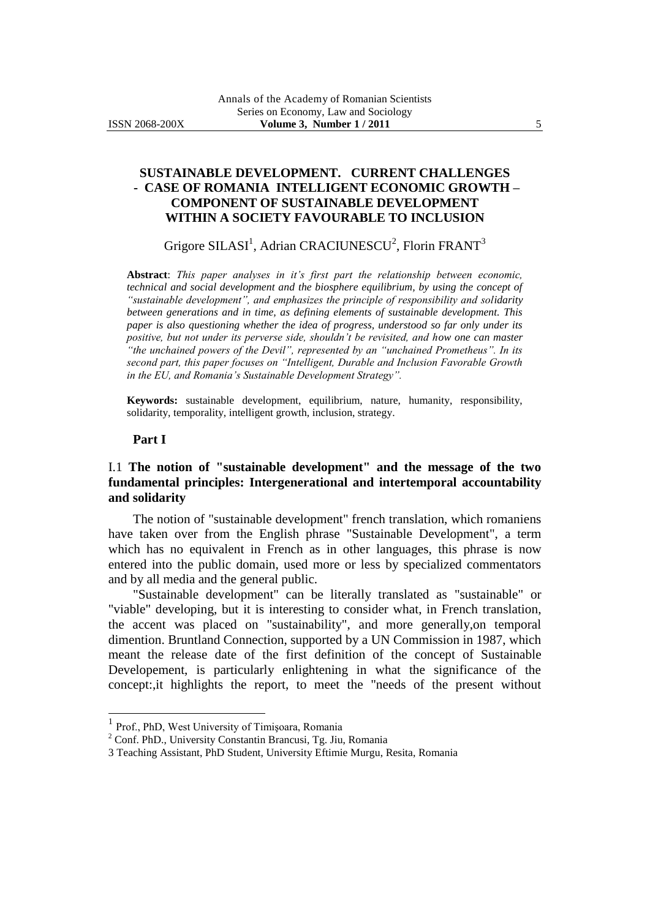# SUSTAINABLE DEVELOPMENT. CURRENT CHALLENGES - CASE OF ROMANIA INTELLIGENT ECONOMIC GROWTH – COMPONENT OF SUSTAINABLE DEVELOPMENT WITHIN A SOCIETY FAVOURABLE TO INCLUSION

Grigore SILASI[1], Adrian CRACIUNESCU[2], Florin FRANT[3]

**Abstract**: *This paper analyses in it's first part the relationship between economic, technical and social development and the biosphere equilibrium, by using the concept of "sustainable development", and emphasizes the principle of responsibility and solidarity between generations and in time, as defining elements of sustainable development. This paper is also questioning whether the idea of progress, understood so far only under its positive, but not under its perverse side, shouldn't be revisited, and how one can master "the unchained powers of the Devil", represented by an "unchained Prometheus". In its second part, this paper focuses on "Intelligent, Durable and Inclusion Favorable Growth in the EU, and Romania's Sustainable Development Strategy".*

**Keywords:** sustainable development, equilibrium, nature, humanity, responsibility, solidarity, temporality, intelligent growth, inclusion, strategy.

## Part I

### I.1 The notion of "sustainable development" and the message of the two fundamental principles: Intergenerational and intertemporal accountability and solidarity

The notion of "sustainable development" french translation, which romaniens have taken over from the English phrase "Sustainable Development", a term which has no equivalent in French as in other languages, this phrase is now entered into the public domain, used more or less by specialized commentators and by all media and the general public.

"Sustainable development" can be literally translated as "sustainable" or "viable" developing, but it is interesting to consider what, in French translation, the accent was placed on "sustainability", and more generally,on temporal dimention. Bruntland Connection, supported by a UN Commission in 1987, which meant the release date of the first definition of the concept of Sustainable Developement, is particularly enlightening in what the significance of the concept:,it highlights the report, to meet the "needs of the present without

---

[1] Prof., PhD, West University of Timişoara, Romania

[2] Conf. PhD., University Constantin Brancusi, Tg. Jiu, Romania

[3] Teaching Assistant, PhD Student, University Eftimie Murgu, Resita, Romania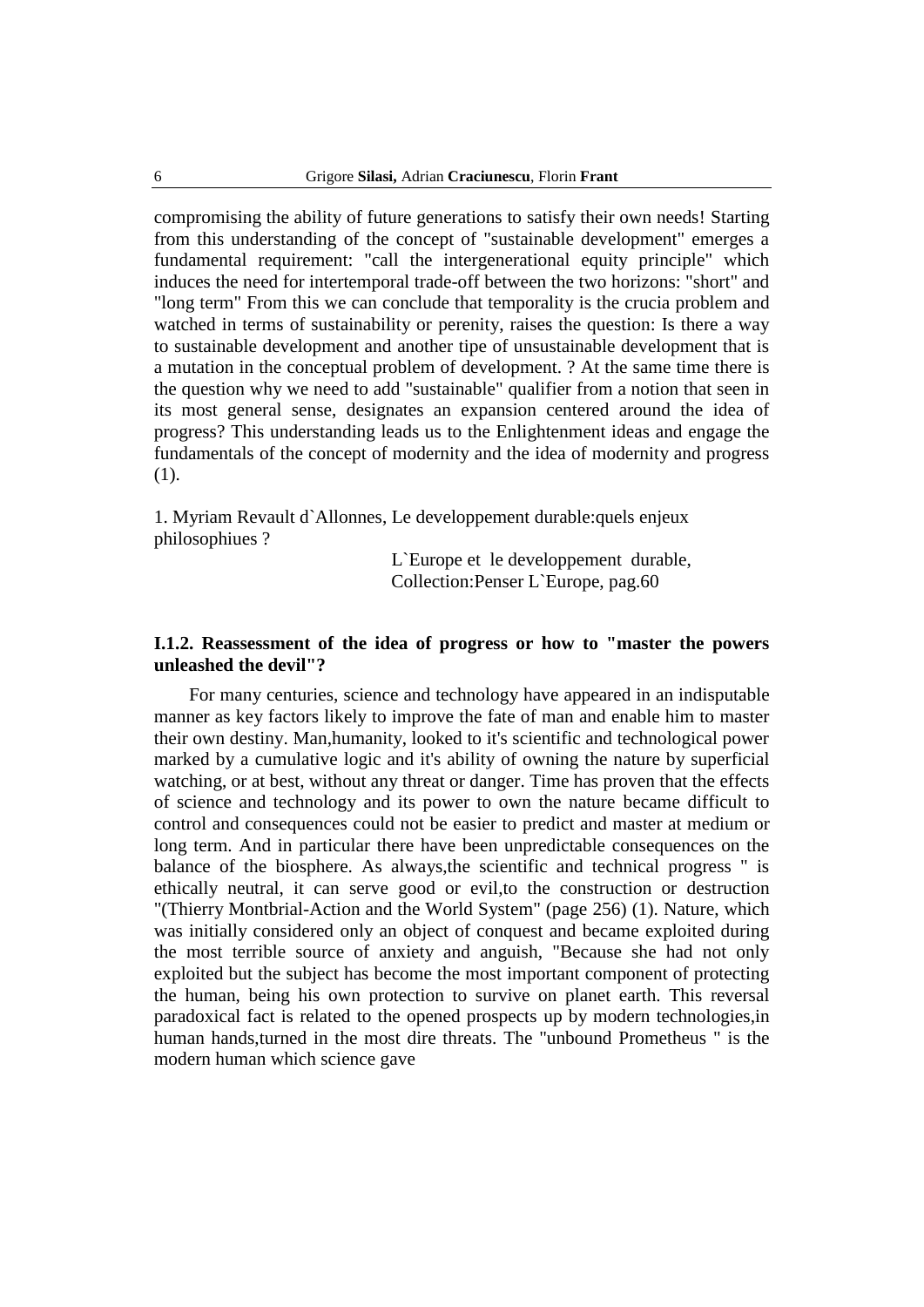compromising the ability of future generations to satisfy their own needs! Starting from this understanding of the concept of "sustainable development" emerges a fundamental requirement: "call the intergenerational equity principle" which induces the need for intertemporal trade-off between the two horizons: "short" and "long term" From this we can conclude that temporality is the crucia problem and watched in terms of sustainability or perenity, raises the question: Is there a way to sustainable development and another tipe of unsustainable development that is a mutation in the conceptual problem of development. ? At the same time there is the question why we need to add "sustainable" qualifier from a notion that seen in its most general sense, designates an expansion centered around the idea of progress? This understanding leads us to the Enlightenment ideas and engage the fundamentals of the concept of modernity and the idea of modernity and progress (1).

1. Myriam Revault d`Allonnes, Le developpement durable:quels enjeux philosophiues ?

L`Europe et le developpement durable,
Collection:Penser L`Europe, pag.60

### I.1.2. Reassessment of the idea of progress or how to "master the powers unleashed the devil"?

For many centuries, science and technology have appeared in an indisputable manner as key factors likely to improve the fate of man and enable him to master their own destiny. Man,humanity, looked to it's scientific and technological power marked by a cumulative logic and it's ability of owning the nature by superficial watching, or at best, without any threat or danger. Time has proven that the effects of science and technology and its power to own the nature became difficult to control and consequences could not be easier to predict and master at medium or long term. And in particular there have been unpredictable consequences on the balance of the biosphere. As always,the scientific and technical progress " is ethically neutral, it can serve good or evil,to the construction or destruction "(Thierry Montbrial-Action and the World System" (page 256) (1). Nature, which was initially considered only an object of conquest and became exploited during the most terrible source of anxiety and anguish, "Because she had not only exploited but the subject has become the most important component of protecting the human, being his own protection to survive on planet earth. This reversal paradoxical fact is related to the opened prospects up by modern technologies,in human hands,turned in the most dire threats. The "unbound Prometheus " is the modern human which science gave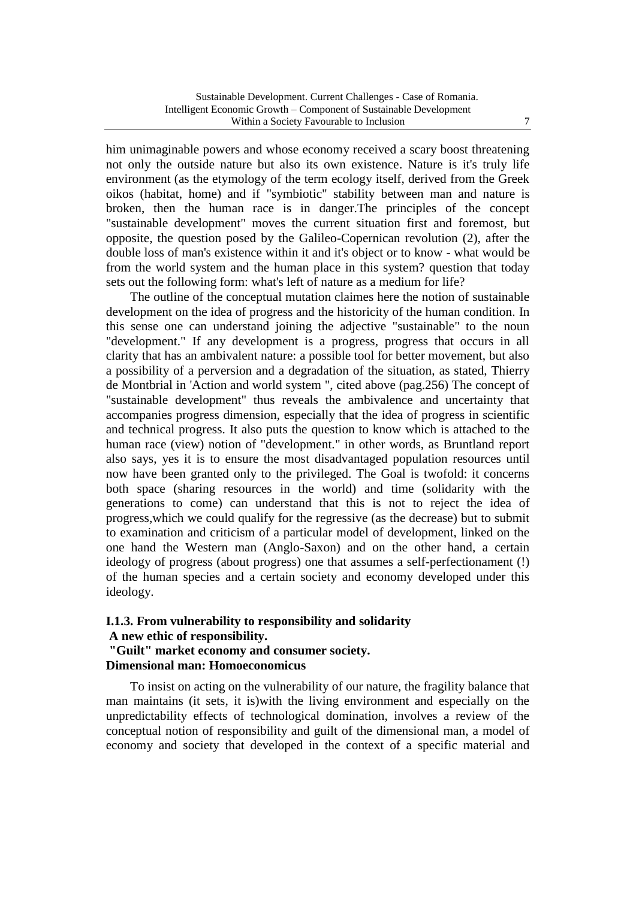him unimaginable powers and whose economy received a scary boost threatening not only the outside nature but also its own existence. Nature is it's truly life environment (as the etymology of the term ecology itself, derived from the Greek oikos (habitat, home) and if "symbiotic" stability between man and nature is broken, then the human race is in danger.The principles of the concept "sustainable development" moves the current situation first and foremost, but opposite, the question posed by the Galileo-Copernican revolution (2), after the double loss of man's existence within it and it's object or to know - what would be from the world system and the human place in this system? question that today sets out the following form: what's left of nature as a medium for life?

The outline of the conceptual mutation claimes here the notion of sustainable development on the idea of progress and the historicity of the human condition. In this sense one can understand joining the adjective "sustainable" to the noun "development." If any development is a progress, progress that occurs in all clarity that has an ambivalent nature: a possible tool for better movement, but also a possibility of a perversion and a degradation of the situation, as stated, Thierry de Montbrial in 'Action and world system ", cited above (pag.256) The concept of "sustainable development" thus reveals the ambivalence and uncertainty that accompanies progress dimension, especially that the idea of progress in scientific and technical progress. It also puts the question to know which is attached to the human race (view) notion of "development." in other words, as Bruntland report also says, yes it is to ensure the most disadvantaged population resources until now have been granted only to the privileged. The Goal is twofold: it concerns both space (sharing resources in the world) and time (solidarity with the generations to come) can understand that this is not to reject the idea of progress,which we could qualify for the regressive (as the decrease) but to submit to examination and criticism of a particular model of development, linked on the one hand the Western man (Anglo-Saxon) and on the other hand, a certain ideology of progress (about progress) one that assumes a self-perfectionament (!) of the human species and a certain society and economy developed under this ideology.

### I.1.3. From vulnerability to responsibility and solidarity
### A new ethic of responsibility.
### "Guilt" market economy and consumer society.
### Dimensional man: Homoeconomicus

To insist on acting on the vulnerability of our nature, the fragility balance that man maintains (it sets, it is)with the living environment and especially on the unpredictability effects of technological domination, involves a review of the conceptual notion of responsibility and guilt of the dimensional man, a model of economy and society that developed in the context of a specific material and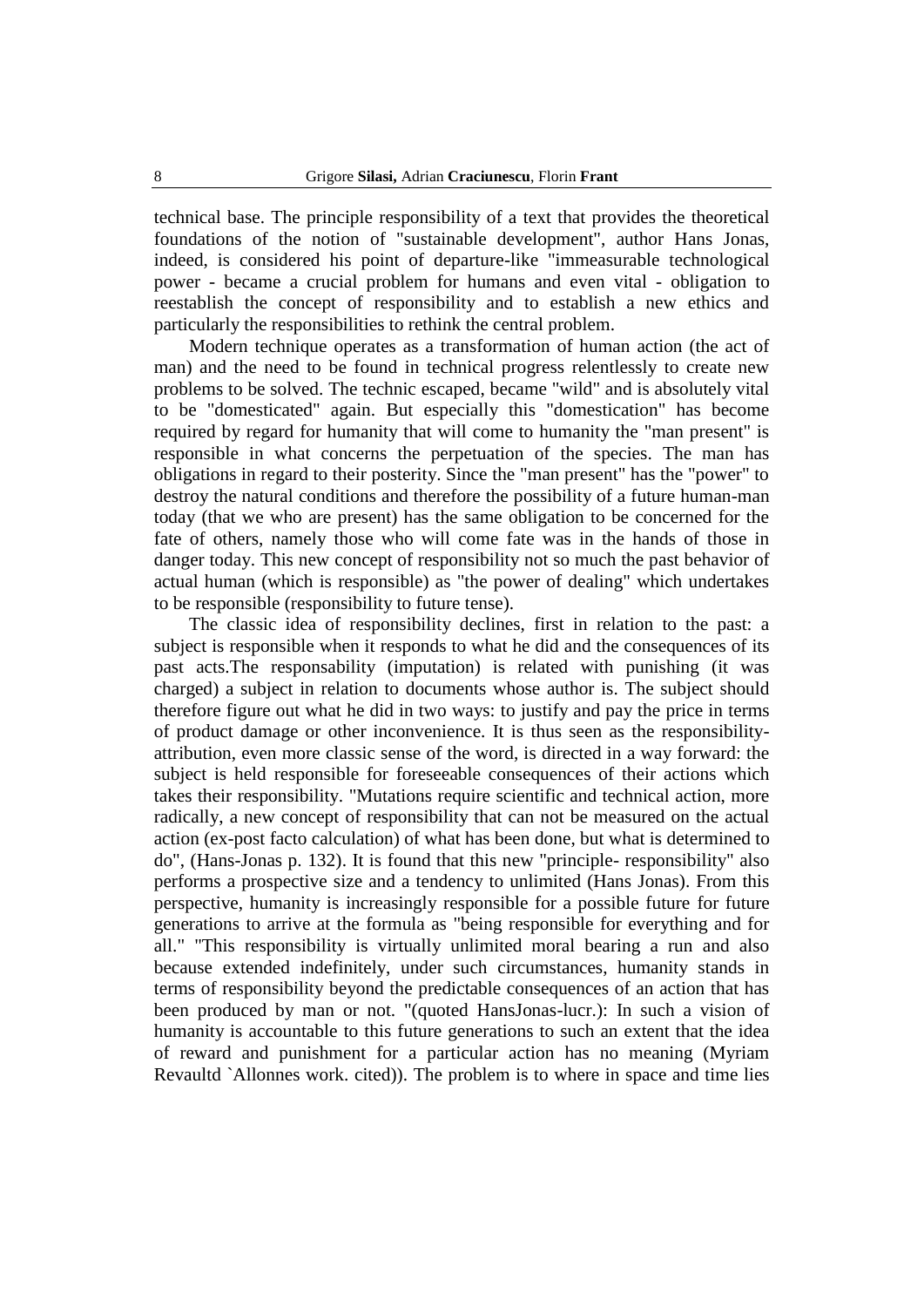technical base. The principle responsibility of a text that provides the theoretical foundations of the notion of "sustainable development", author Hans Jonas, indeed, is considered his point of departure-like "immeasurable technological power - became a crucial problem for humans and even vital - obligation to reestablish the concept of responsibility and to establish a new ethics and particularly the responsibilities to rethink the central problem.

Modern technique operates as a transformation of human action (the act of man) and the need to be found in technical progress relentlessly to create new problems to be solved. The technic escaped, became "wild" and is absolutely vital to be "domesticated" again. But especially this "domestication" has become required by regard for humanity that will come to humanity the "man present" is responsible in what concerns the perpetuation of the species. The man has obligations in regard to their posterity. Since the "man present" has the "power" to destroy the natural conditions and therefore the possibility of a future human-man today (that we who are present) has the same obligation to be concerned for the fate of others, namely those who will come fate was in the hands of those in danger today. This new concept of responsibility not so much the past behavior of actual human (which is responsible) as "the power of dealing" which undertakes to be responsible (responsibility to future tense).

The classic idea of responsibility declines, first in relation to the past: a subject is responsible when it responds to what he did and the consequences of its past acts.The responsability (imputation) is related with punishing (it was charged) a subject in relation to documents whose author is. The subject should therefore figure out what he did in two ways: to justify and pay the price in terms of product damage or other inconvenience. It is thus seen as the responsibility-attribution, even more classic sense of the word, is directed in a way forward: the subject is held responsible for foreseeable consequences of their actions which takes their responsibility. "Mutations require scientific and technical action, more radically, a new concept of responsibility that can not be measured on the actual action (ex-post facto calculation) of what has been done, but what is determined to do", (Hans-Jonas p. 132). It is found that this new "principle- responsibility" also performs a prospective size and a tendency to unlimited (Hans Jonas). From this perspective, humanity is increasingly responsible for a possible future for future generations to arrive at the formula as "being responsible for everything and for all." "This responsibility is virtually unlimited moral bearing a run and also because extended indefinitely, under such circumstances, humanity stands in terms of responsibility beyond the predictable consequences of an action that has been produced by man or not. "(quoted HansJonas-lucr.): In such a vision of humanity is accountable to this future generations to such an extent that the idea of reward and punishment for a particular action has no meaning (Myriam Revaultd `Allonnes work. cited)). The problem is to where in space and time lies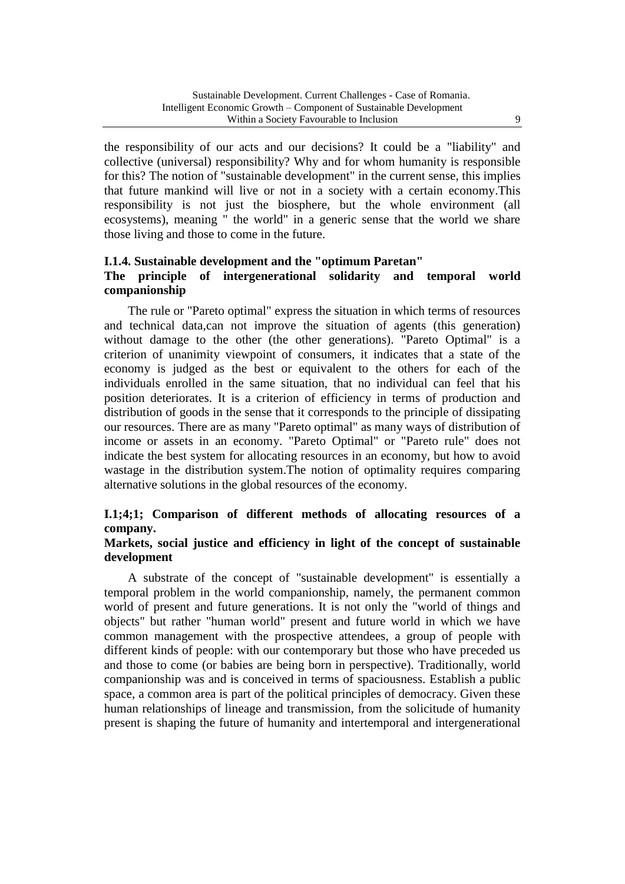the responsibility of our acts and our decisions? It could be a "liability" and collective (universal) responsibility? Why and for whom humanity is responsible for this? The notion of "sustainable development" in the current sense, this implies that future mankind will live or not in a society with a certain economy.This responsibility is not just the biosphere, but the whole environment (all ecosystems), meaning " the world" in a generic sense that the world we share those living and those to come in the future.

### I.1.4. Sustainable development and the "optimum Paretan"
### The principle of intergenerational solidarity and temporal world companionship

The rule or "Pareto optimal" express the situation in which terms of resources and technical data,can not improve the situation of agents (this generation) without damage to the other (the other generations). "Pareto Optimal" is a criterion of unanimity viewpoint of consumers, it indicates that a state of the economy is judged as the best or equivalent to the others for each of the individuals enrolled in the same situation, that no individual can feel that his position deteriorates. It is a criterion of efficiency in terms of production and distribution of goods in the sense that it corresponds to the principle of dissipating our resources. There are as many "Pareto optimal" as many ways of distribution of income or assets in an economy. "Pareto Optimal" or "Pareto rule" does not indicate the best system for allocating resources in an economy, but how to avoid wastage in the distribution system.The notion of optimality requires comparing alternative solutions in the global resources of the economy.

### I.1;4;1; Comparison of different methods of allocating resources of a company.
### Markets, social justice and efficiency in light of the concept of sustainable development

A substrate of the concept of "sustainable development" is essentially a temporal problem in the world companionship, namely, the permanent common world of present and future generations. It is not only the "world of things and objects" but rather "human world" present and future world in which we have common management with the prospective attendees, a group of people with different kinds of people: with our contemporary but those who have preceded us and those to come (or babies are being born in perspective). Traditionally, world companionship was and is conceived in terms of spaciousness. Establish a public space, a common area is part of the political principles of democracy. Given these human relationships of lineage and transmission, from the solicitude of humanity present is shaping the future of humanity and intertemporal and intergenerational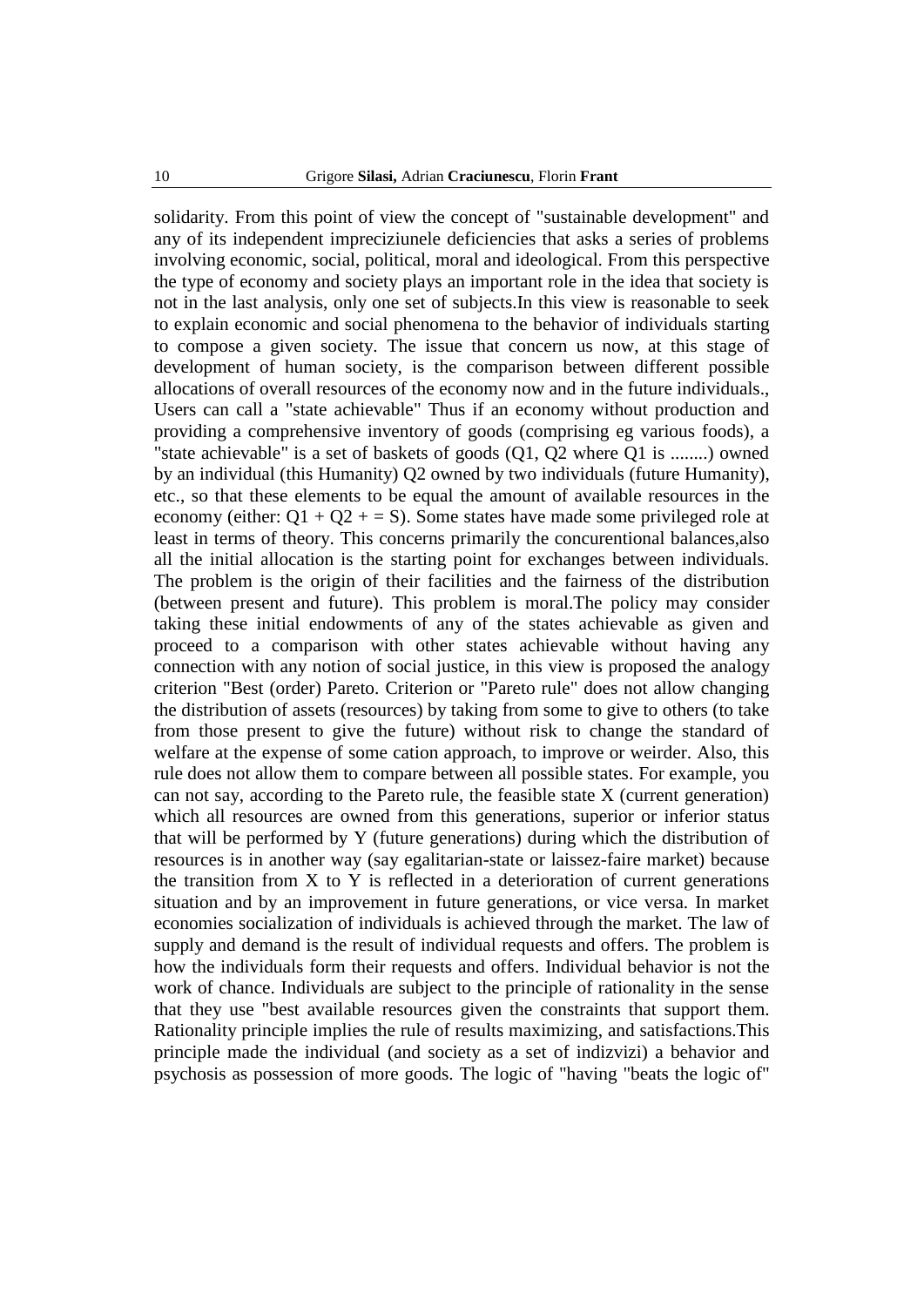solidarity. From this point of view the concept of "sustainable development" and any of its independent impreciziunele deficiencies that asks a series of problems involving economic, social, political, moral and ideological. From this perspective the type of economy and society plays an important role in the idea that society is not in the last analysis, only one set of subjects.In this view is reasonable to seek to explain economic and social phenomena to the behavior of individuals starting to compose a given society. The issue that concern us now, at this stage of development of human society, is the comparison between different possible allocations of overall resources of the economy now and in the future individuals., Users can call a "state achievable" Thus if an economy without production and providing a comprehensive inventory of goods (comprising eg various foods), a "state achievable" is a set of baskets of goods (Q1, Q2 where Q1 is ........) owned by an individual (this Humanity) Q2 owned by two individuals (future Humanity), etc., so that these elements to be equal the amount of available resources in the economy (either: $Q1 + Q2 + = S$). Some states have made some privileged role at least in terms of theory. This concerns primarily the concurentional balances,also all the initial allocation is the starting point for exchanges between individuals. The problem is the origin of their facilities and the fairness of the distribution (between present and future). This problem is moral.The policy may consider taking these initial endowments of any of the states achievable as given and proceed to a comparison with other states achievable without having any connection with any notion of social justice, in this view is proposed the analogy criterion "Best (order) Pareto. Criterion or "Pareto rule" does not allow changing the distribution of assets (resources) by taking from some to give to others (to take from those present to give the future) without risk to change the standard of welfare at the expense of some cation approach, to improve or weirder. Also, this rule does not allow them to compare between all possible states. For example, you can not say, according to the Pareto rule, the feasible state X (current generation) which all resources are owned from this generations, superior or inferior status that will be performed by Y (future generations) during which the distribution of resources is in another way (say egalitarian-state or laissez-faire market) because the transition from X to Y is reflected in a deterioration of current generations situation and by an improvement in future generations, or vice versa. In market economies socialization of individuals is achieved through the market. The law of supply and demand is the result of individual requests and offers. The problem is how the individuals form their requests and offers. Individual behavior is not the work of chance. Individuals are subject to the principle of rationality in the sense that they use "best available resources given the constraints that support them. Rationality principle implies the rule of results maximizing, and satisfactions.This principle made the individual (and society as a set of indizvizi) a behavior and psychosis as possession of more goods. The logic of "having "beats the logic of"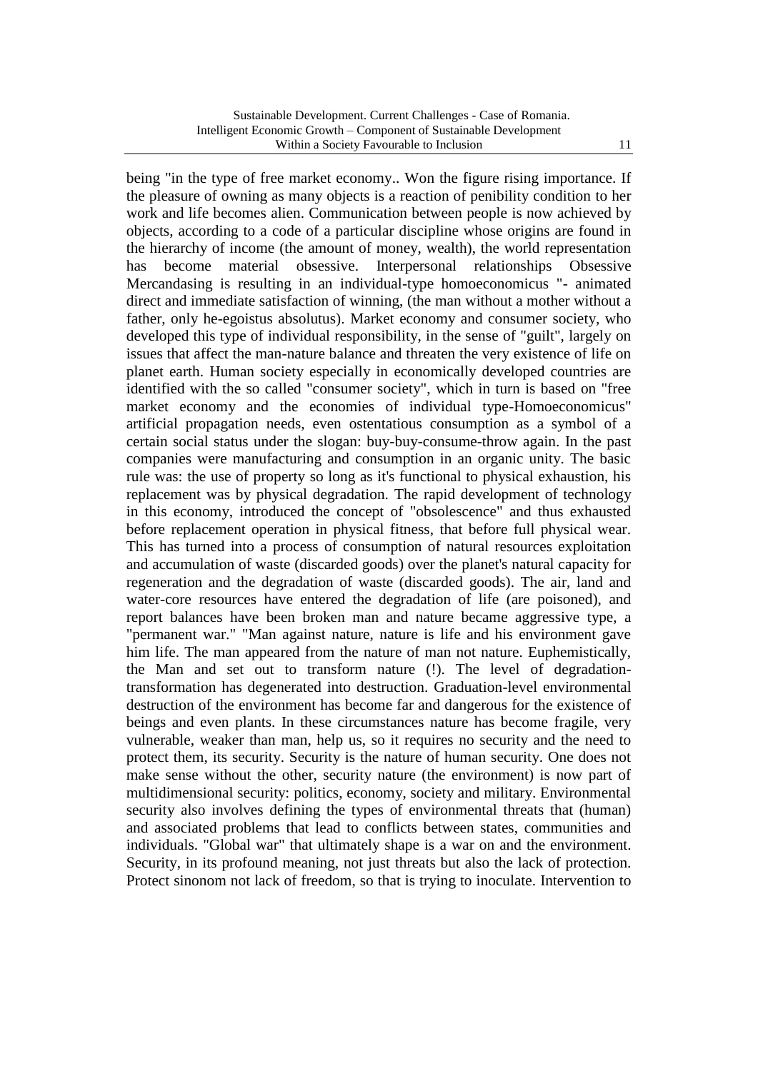being "in the type of free market economy.. Won the figure rising importance. If the pleasure of owning as many objects is a reaction of penibility condition to her work and life becomes alien. Communication between people is now achieved by objects, according to a code of a particular discipline whose origins are found in the hierarchy of income (the amount of money, wealth), the world representation has become material obsessive. Interpersonal relationships Obsessive Mercandasing is resulting in an individual-type homoeconomicus "- animated direct and immediate satisfaction of winning, (the man without a mother without a father, only he-egoistus absolutus). Market economy and consumer society, who developed this type of individual responsibility, in the sense of "guilt", largely on issues that affect the man-nature balance and threaten the very existence of life on planet earth. Human society especially in economically developed countries are identified with the so called "consumer society", which in turn is based on "free market economy and the economies of individual type-Homoeconomicus" artificial propagation needs, even ostentatious consumption as a symbol of a certain social status under the slogan: buy-buy-consume-throw again. In the past companies were manufacturing and consumption in an organic unity. The basic rule was: the use of property so long as it's functional to physical exhaustion, his replacement was by physical degradation. The rapid development of technology in this economy, introduced the concept of "obsolescence" and thus exhausted before replacement operation in physical fitness, that before full physical wear. This has turned into a process of consumption of natural resources exploitation and accumulation of waste (discarded goods) over the planet's natural capacity for regeneration and the degradation of waste (discarded goods). The air, land and water-core resources have entered the degradation of life (are poisoned), and report balances have been broken man and nature became aggressive type, a "permanent war." "Man against nature, nature is life and his environment gave him life. The man appeared from the nature of man not nature. Euphemistically, the Man and set out to transform nature (!). The level of degradation-transformation has degenerated into destruction. Graduation-level environmental destruction of the environment has become far and dangerous for the existence of beings and even plants. In these circumstances nature has become fragile, very vulnerable, weaker than man, help us, so it requires no security and the need to protect them, its security. Security is the nature of human security. One does not make sense without the other, security nature (the environment) is now part of multidimensional security: politics, economy, society and military. Environmental security also involves defining the types of environmental threats that (human) and associated problems that lead to conflicts between states, communities and individuals. "Global war" that ultimately shape is a war on and the environment. Security, in its profound meaning, not just threats but also the lack of protection. Protect sinonom not lack of freedom, so that is trying to inoculate. Intervention to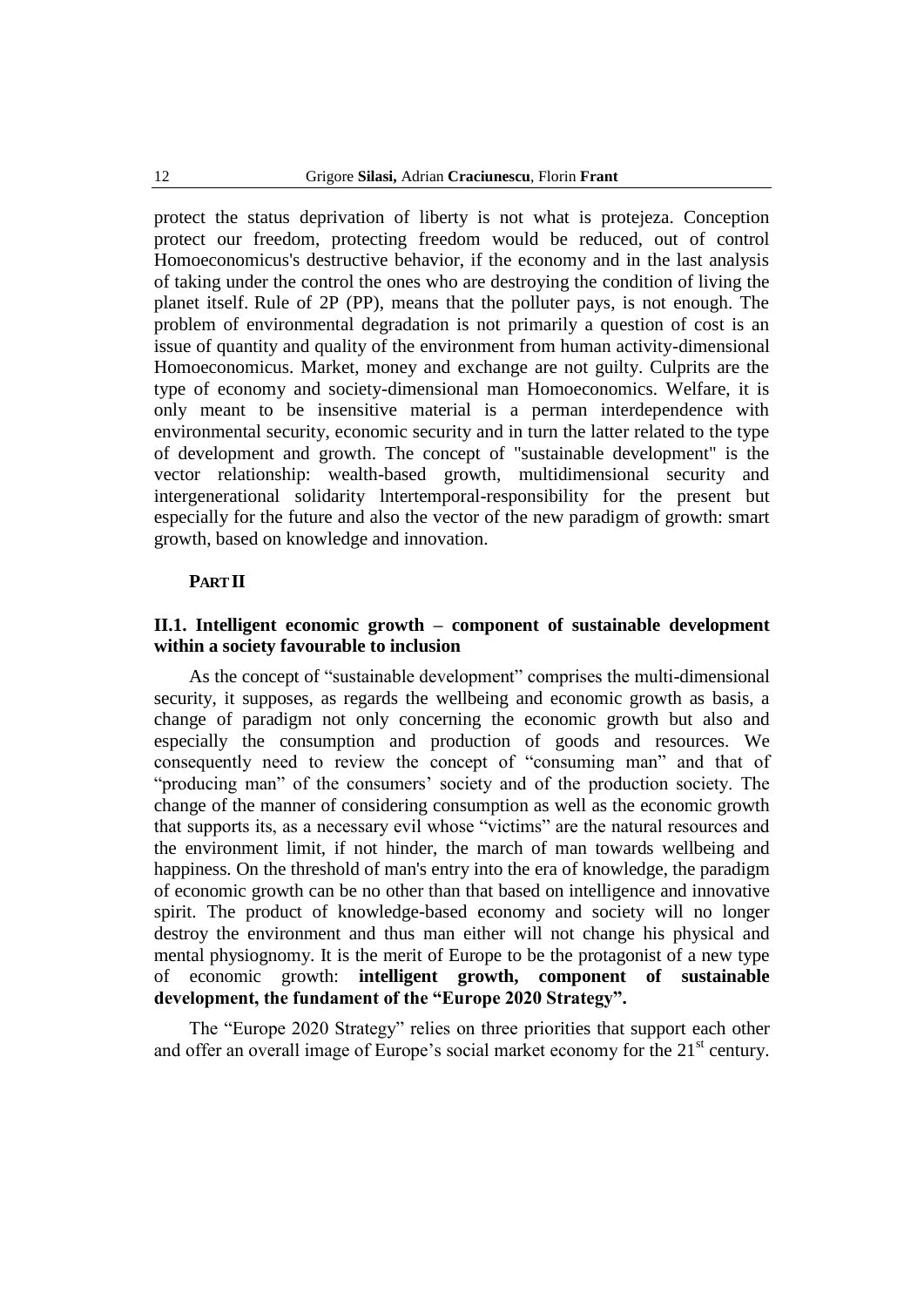protect the status deprivation of liberty is not what is protejeza. Conception protect our freedom, protecting freedom would be reduced, out of control Homoeconomicus's destructive behavior, if the economy and in the last analysis of taking under the control the ones who are destroying the condition of living the planet itself. Rule of 2P (PP), means that the polluter pays, is not enough. The problem of environmental degradation is not primarily a question of cost is an issue of quantity and quality of the environment from human activity-dimensional Homoeconomicus. Market, money and exchange are not guilty. Culprits are the type of economy and society-dimensional man Homoeconomics. Welfare, it is only meant to be insensitive material is a perman interdependence with environmental security, economic security and in turn the latter related to the type of development and growth. The concept of "sustainable development" is the vector relationship: wealth-based growth, multidimensional security and intergenerational solidarity lntertemporal-responsibility for the present but especially for the future and also the vector of the new paradigm of growth: smart growth, based on knowledge and innovation.

## PART II

### II.1. Intelligent economic growth – component of sustainable development within a society favourable to inclusion

As the concept of "sustainable development" comprises the multi-dimensional security, it supposes, as regards the wellbeing and economic growth as basis, a change of paradigm not only concerning the economic growth but also and especially the consumption and production of goods and resources. We consequently need to review the concept of "consuming man" and that of "producing man" of the consumers' society and of the production society. The change of the manner of considering consumption as well as the economic growth that supports its, as a necessary evil whose "victims" are the natural resources and the environment limit, if not hinder, the march of man towards wellbeing and happiness. On the threshold of man's entry into the era of knowledge, the paradigm of economic growth can be no other than that based on intelligence and innovative spirit. The product of knowledge-based economy and society will no longer destroy the environment and thus man either will not change his physical and mental physiognomy. It is the merit of Europe to be the protagonist of a new type of economic growth: **intelligent growth, component of sustainable development, the fundament of the "Europe 2020 Strategy".**

The "Europe 2020 Strategy" relies on three priorities that support each other and offer an overall image of Europe's social market economy for the 21st century.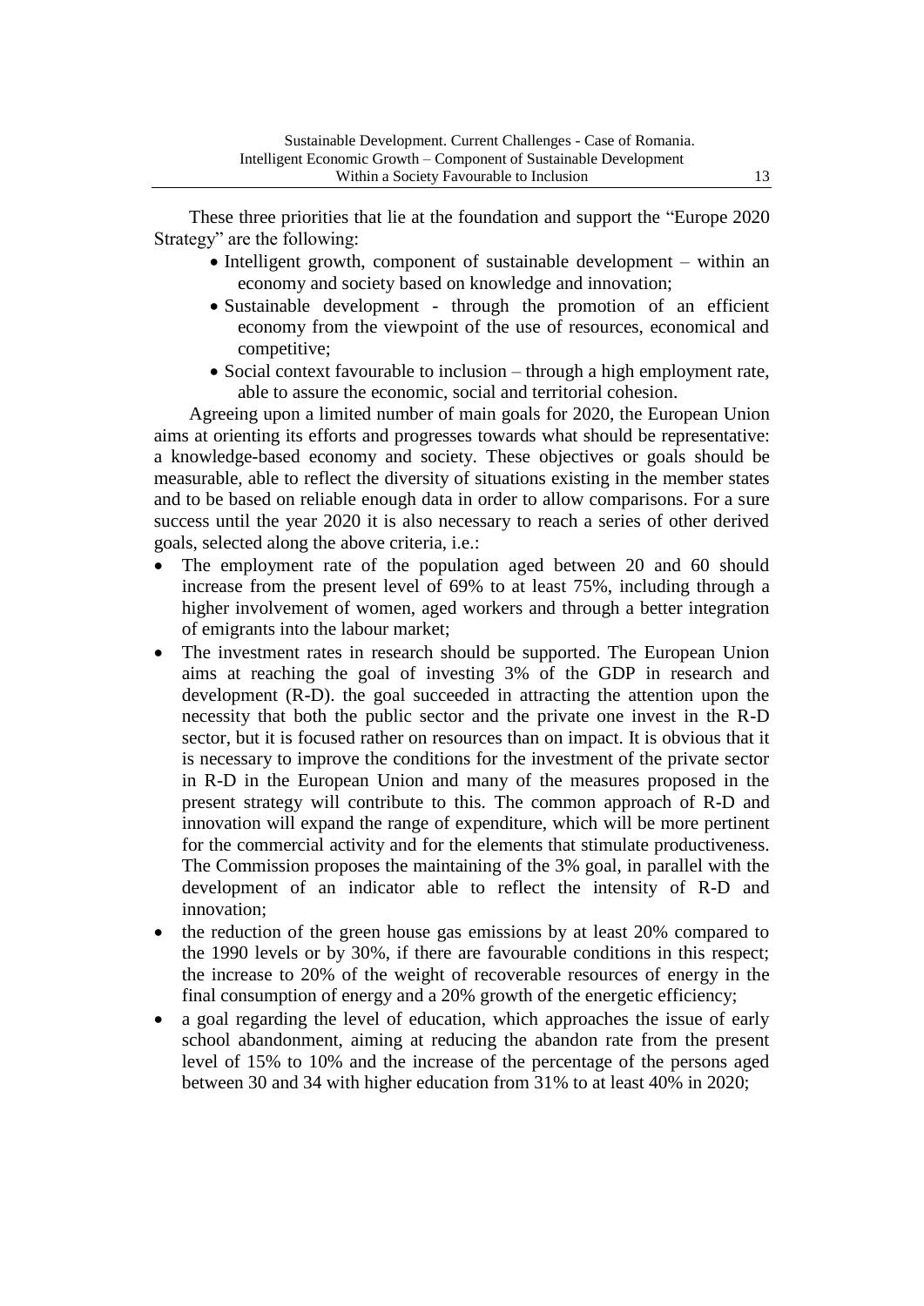These three priorities that lie at the foundation and support the "Europe 2020 Strategy" are the following:

- Intelligent growth, component of sustainable development – within an economy and society based on knowledge and innovation;
- Sustainable development - through the promotion of an efficient economy from the viewpoint of the use of resources, economical and competitive;
- Social context favourable to inclusion – through a high employment rate, able to assure the economic, social and territorial cohesion.

Agreeing upon a limited number of main goals for 2020, the European Union aims at orienting its efforts and progresses towards what should be representative: a knowledge-based economy and society. These objectives or goals should be measurable, able to reflect the diversity of situations existing in the member states and to be based on reliable enough data in order to allow comparisons. For a sure success until the year 2020 it is also necessary to reach a series of other derived goals, selected along the above criteria, i.e.:

- The employment rate of the population aged between 20 and 60 should increase from the present level of 69% to at least 75%, including through a higher involvement of women, aged workers and through a better integration of emigrants into the labour market;
- The investment rates in research should be supported. The European Union aims at reaching the goal of investing 3% of the GDP in research and development (R-D). the goal succeeded in attracting the attention upon the necessity that both the public sector and the private one invest in the R-D sector, but it is focused rather on resources than on impact. It is obvious that it is necessary to improve the conditions for the investment of the private sector in R-D in the European Union and many of the measures proposed in the present strategy will contribute to this. The common approach of R-D and innovation will expand the range of expenditure, which will be more pertinent for the commercial activity and for the elements that stimulate productiveness. The Commission proposes the maintaining of the 3% goal, in parallel with the development of an indicator able to reflect the intensity of R-D and innovation;
- the reduction of the green house gas emissions by at least 20% compared to the 1990 levels or by 30%, if there are favourable conditions in this respect; the increase to 20% of the weight of recoverable resources of energy in the final consumption of energy and a 20% growth of the energetic efficiency;
- a goal regarding the level of education, which approaches the issue of early school abandonment, aiming at reducing the abandon rate from the present level of 15% to 10% and the increase of the percentage of the persons aged between 30 and 34 with higher education from 31% to at least 40% in 2020;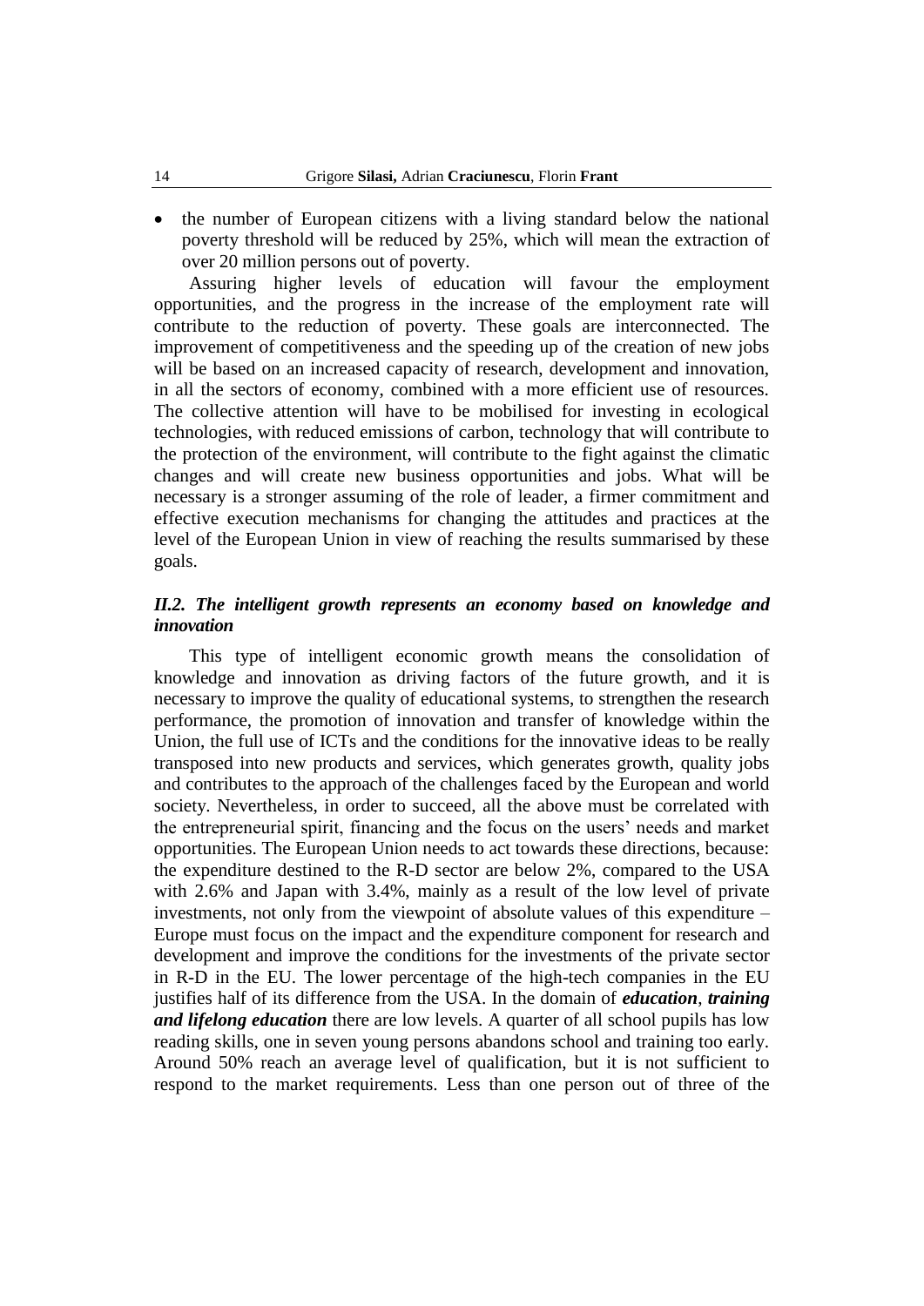- the number of European citizens with a living standard below the national poverty threshold will be reduced by 25%, which will mean the extraction of over 20 million persons out of poverty.

Assuring higher levels of education will favour the employment opportunities, and the progress in the increase of the employment rate will contribute to the reduction of poverty. These goals are interconnected. The improvement of competitiveness and the speeding up of the creation of new jobs will be based on an increased capacity of research, development and innovation, in all the sectors of economy, combined with a more efficient use of resources. The collective attention will have to be mobilised for investing in ecological technologies, with reduced emissions of carbon, technology that will contribute to the protection of the environment, will contribute to the fight against the climatic changes and will create new business opportunities and jobs. What will be necessary is a stronger assuming of the role of leader, a firmer commitment and effective execution mechanisms for changing the attitudes and practices at the level of the European Union in view of reaching the results summarised by these goals.

### *II.2. The intelligent growth represents an economy based on knowledge and innovation*

This type of intelligent economic growth means the consolidation of knowledge and innovation as driving factors of the future growth, and it is necessary to improve the quality of educational systems, to strengthen the research performance, the promotion of innovation and transfer of knowledge within the Union, the full use of ICTs and the conditions for the innovative ideas to be really transposed into new products and services, which generates growth, quality jobs and contributes to the approach of the challenges faced by the European and world society. Nevertheless, in order to succeed, all the above must be correlated with the entrepreneurial spirit, financing and the focus on the users' needs and market opportunities. The European Union needs to act towards these directions, because: the expenditure destined to the R-D sector are below 2%, compared to the USA with 2.6% and Japan with 3.4%, mainly as a result of the low level of private investments, not only from the viewpoint of absolute values of this expenditure – Europe must focus on the impact and the expenditure component for research and development and improve the conditions for the investments of the private sector in R-D in the EU. The lower percentage of the high-tech companies in the EU justifies half of its difference from the USA. In the domain of ***education***, ***training and lifelong education*** there are low levels. A quarter of all school pupils has low reading skills, one in seven young persons abandons school and training too early. Around 50% reach an average level of qualification, but it is not sufficient to respond to the market requirements. Less than one person out of three of the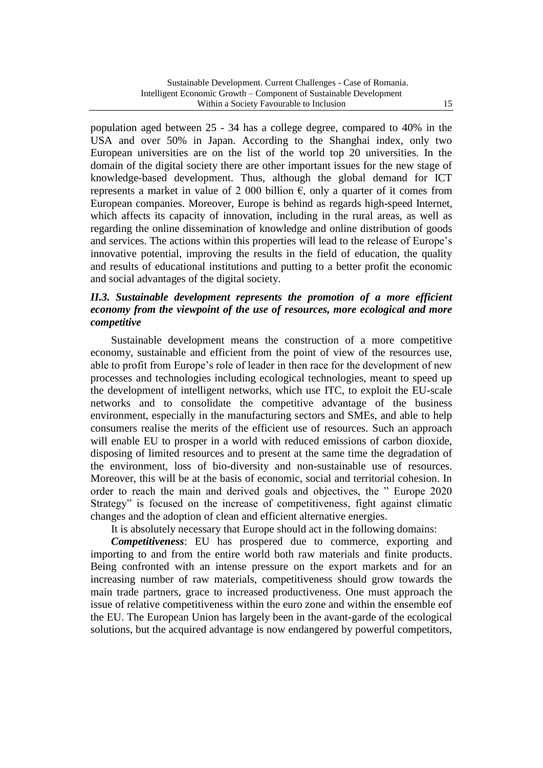population aged between 25 - 34 has a college degree, compared to 40% in the USA and over 50% in Japan. According to the Shanghai index, only two European universities are on the list of the world top 20 universities. In the domain of the digital society there are other important issues for the new stage of knowledge-based development. Thus, although the global demand for ICT represents a market in value of 2 000 billion €, only a quarter of it comes from European companies. Moreover, Europe is behind as regards high-speed Internet, which affects its capacity of innovation, including in the rural areas, as well as regarding the online dissemination of knowledge and online distribution of goods and services. The actions within this properties will lead to the release of Europe's innovative potential, improving the results in the field of education, the quality and results of educational institutions and putting to a better profit the economic and social advantages of the digital society.

### *II.3. Sustainable development represents the promotion of a more efficient economy from the viewpoint of the use of resources, more ecological and more competitive*

Sustainable development means the construction of a more competitive economy, sustainable and efficient from the point of view of the resources use, able to profit from Europe's role of leader in then race for the development of new processes and technologies including ecological technologies, meant to speed up the development of intelligent networks, which use ITC, to exploit the EU-scale networks and to consolidate the competitive advantage of the business environment, especially in the manufacturing sectors and SMEs, and able to help consumers realise the merits of the efficient use of resources. Such an approach will enable EU to prosper in a world with reduced emissions of carbon dioxide, disposing of limited resources and to present at the same time the degradation of the environment, loss of bio-diversity and non-sustainable use of resources. Moreover, this will be at the basis of economic, social and territorial cohesion. In order to reach the main and derived goals and objectives, the " Europe 2020 Strategy" is focused on the increase of competitiveness, fight against climatic changes and the adoption of clean and efficient alternative energies.

It is absolutely necessary that Europe should act in the following domains:

***Competitiveness***: EU has prospered due to commerce, exporting and importing to and from the entire world both raw materials and finite products. Being confronted with an intense pressure on the export markets and for an increasing number of raw materials, competitiveness should grow towards the main trade partners, grace to increased productiveness. One must approach the issue of relative competitiveness within the euro zone and within the ensemble eof the EU. The European Union has largely been in the avant-garde of the ecological solutions, but the acquired advantage is now endangered by powerful competitors,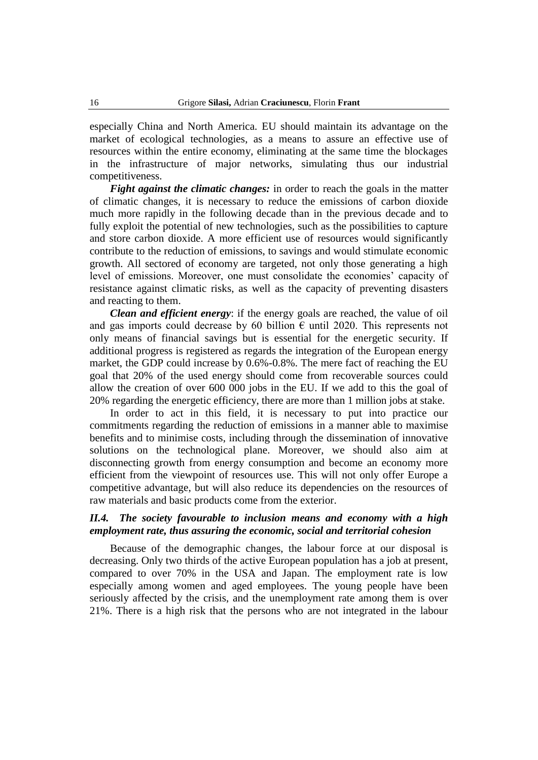especially China and North America. EU should maintain its advantage on the market of ecological technologies, as a means to assure an effective use of resources within the entire economy, eliminating at the same time the blockages in the infrastructure of major networks, simulating thus our industrial competitiveness.

***Fight against the climatic changes:*** in order to reach the goals in the matter of climatic changes, it is necessary to reduce the emissions of carbon dioxide much more rapidly in the following decade than in the previous decade and to fully exploit the potential of new technologies, such as the possibilities to capture and store carbon dioxide. A more efficient use of resources would significantly contribute to the reduction of emissions, to savings and would stimulate economic growth. All sectored of economy are targeted, not only those generating a high level of emissions. Moreover, one must consolidate the economies' capacity of resistance against climatic risks, as well as the capacity of preventing disasters and reacting to them.

***Clean and efficient energy***: if the energy goals are reached, the value of oil and gas imports could decrease by 60 billion € until 2020. This represents not only means of financial savings but is essential for the energetic security. If additional progress is registered as regards the integration of the European energy market, the GDP could increase by 0.6%-0.8%. The mere fact of reaching the EU goal that 20% of the used energy should come from recoverable sources could allow the creation of over 600 000 jobs in the EU. If we add to this the goal of 20% regarding the energetic efficiency, there are more than 1 million jobs at stake.

In order to act in this field, it is necessary to put into practice our commitments regarding the reduction of emissions in a manner able to maximise benefits and to minimise costs, including through the dissemination of innovative solutions on the technological plane. Moreover, we should also aim at disconnecting growth from energy consumption and become an economy more efficient from the viewpoint of resources use. This will not only offer Europe a competitive advantage, but will also reduce its dependencies on the resources of raw materials and basic products come from the exterior.

### *II.4. The society favourable to inclusion means and economy with a high employment rate, thus assuring the economic, social and territorial cohesion*

Because of the demographic changes, the labour force at our disposal is decreasing. Only two thirds of the active European population has a job at present, compared to over 70% in the USA and Japan. The employment rate is low especially among women and aged employees. The young people have been seriously affected by the crisis, and the unemployment rate among them is over 21%. There is a high risk that the persons who are not integrated in the labour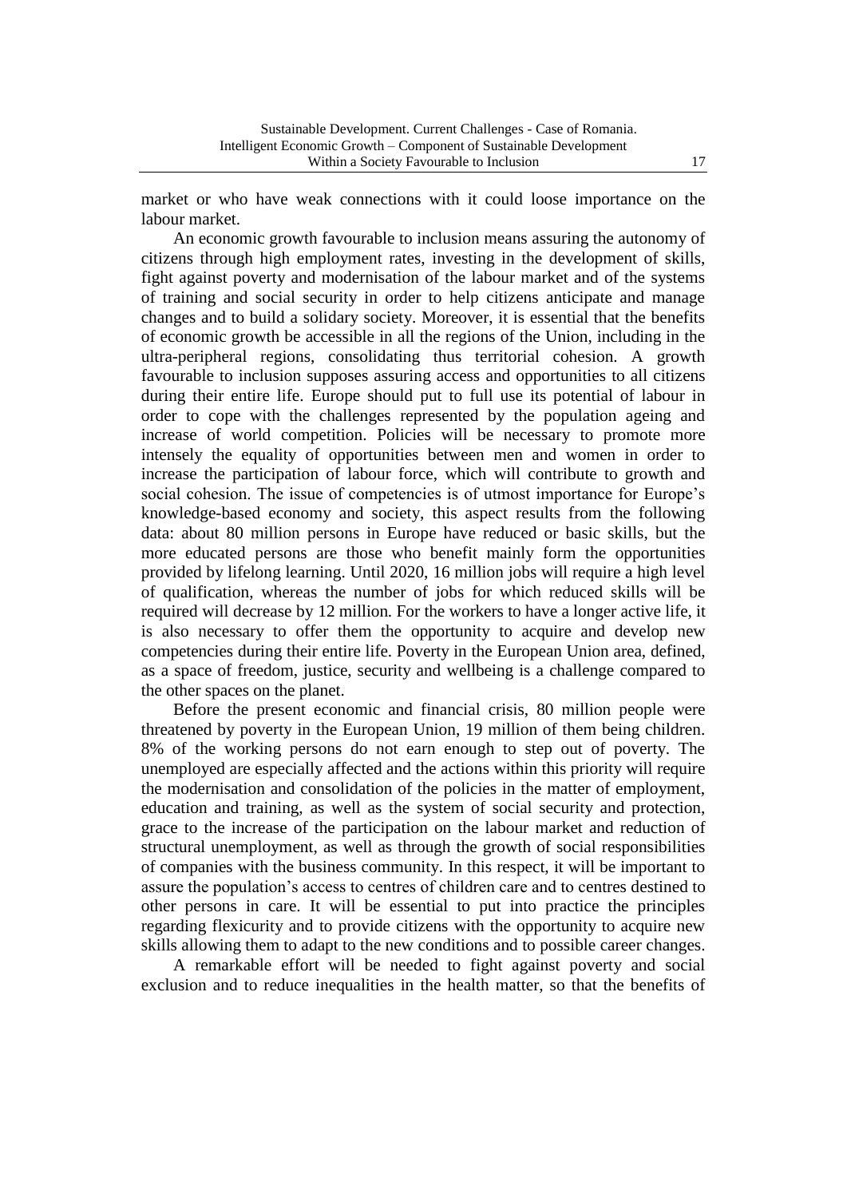market or who have weak connections with it could loose importance on the labour market.

An economic growth favourable to inclusion means assuring the autonomy of citizens through high employment rates, investing in the development of skills, fight against poverty and modernisation of the labour market and of the systems of training and social security in order to help citizens anticipate and manage changes and to build a solidary society. Moreover, it is essential that the benefits of economic growth be accessible in all the regions of the Union, including in the ultra-peripheral regions, consolidating thus territorial cohesion. A growth favourable to inclusion supposes assuring access and opportunities to all citizens during their entire life. Europe should put to full use its potential of labour in order to cope with the challenges represented by the population ageing and increase of world competition. Policies will be necessary to promote more intensely the equality of opportunities between men and women in order to increase the participation of labour force, which will contribute to growth and social cohesion. The issue of competencies is of utmost importance for Europe's knowledge-based economy and society, this aspect results from the following data: about 80 million persons in Europe have reduced or basic skills, but the more educated persons are those who benefit mainly form the opportunities provided by lifelong learning. Until 2020, 16 million jobs will require a high level of qualification, whereas the number of jobs for which reduced skills will be required will decrease by 12 million. For the workers to have a longer active life, it is also necessary to offer them the opportunity to acquire and develop new competencies during their entire life. Poverty in the European Union area, defined, as a space of freedom, justice, security and wellbeing is a challenge compared to the other spaces on the planet.

Before the present economic and financial crisis, 80 million people were threatened by poverty in the European Union, 19 million of them being children. 8% of the working persons do not earn enough to step out of poverty. The unemployed are especially affected and the actions within this priority will require the modernisation and consolidation of the policies in the matter of employment, education and training, as well as the system of social security and protection, grace to the increase of the participation on the labour market and reduction of structural unemployment, as well as through the growth of social responsibilities of companies with the business community. In this respect, it will be important to assure the population's access to centres of children care and to centres destined to other persons in care. It will be essential to put into practice the principles regarding flexicurity and to provide citizens with the opportunity to acquire new skills allowing them to adapt to the new conditions and to possible career changes.

A remarkable effort will be needed to fight against poverty and social exclusion and to reduce inequalities in the health matter, so that the benefits of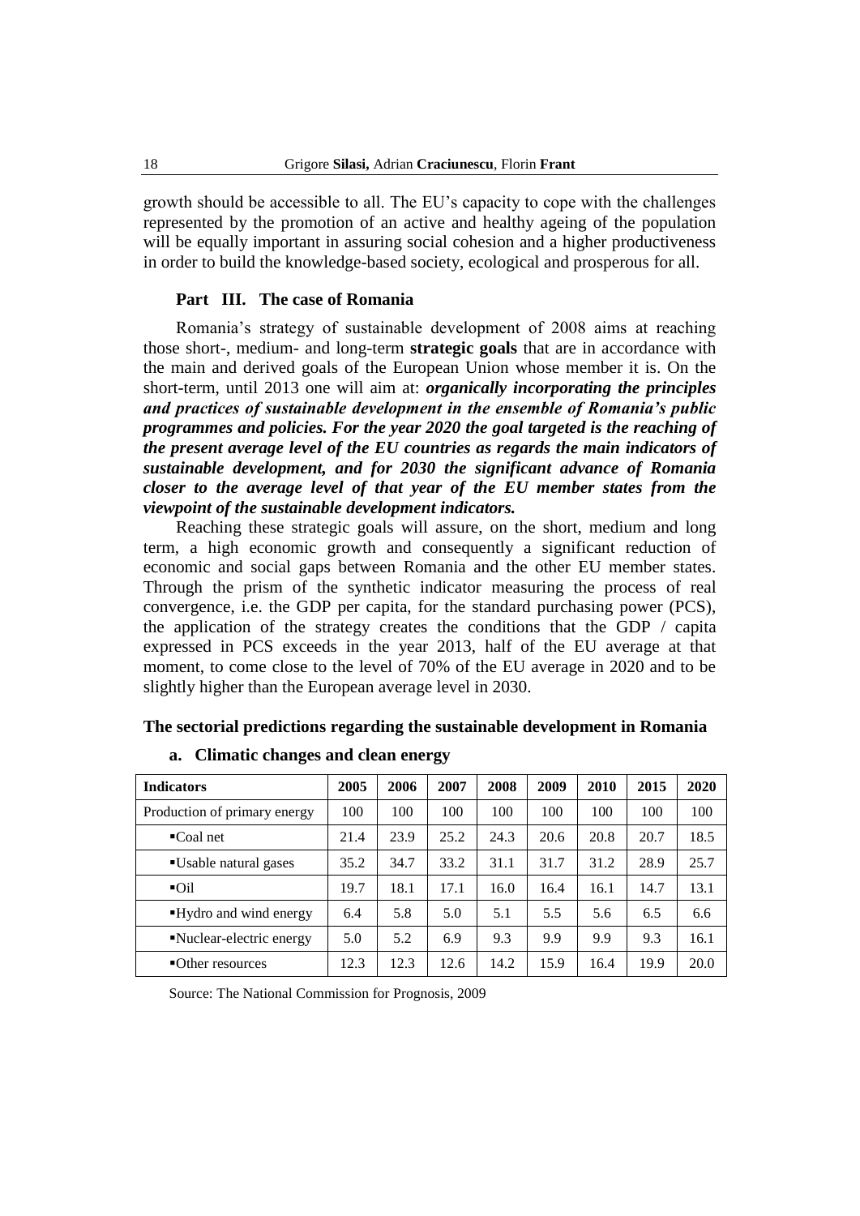growth should be accessible to all. The EU's capacity to cope with the challenges represented by the promotion of an active and healthy ageing of the population will be equally important in assuring social cohesion and a higher productiveness in order to build the knowledge-based society, ecological and prosperous for all.

### Part III. The case of Romania

Romania's strategy of sustainable development of 2008 aims at reaching those short-, medium- and long-term **strategic goals** that are in accordance with the main and derived goals of the European Union whose member it is. On the short-term, until 2013 one will aim at: ***organically incorporating the principles and practices of sustainable development in the ensemble of Romania's public programmes and policies. For the year 2020 the goal targeted is the reaching of the present average level of the EU countries as regards the main indicators of sustainable development, and for 2030 the significant advance of Romania closer to the average level of that year of the EU member states from the viewpoint of the sustainable development indicators.***

Reaching these strategic goals will assure, on the short, medium and long term, a high economic growth and consequently a significant reduction of economic and social gaps between Romania and the other EU member states. Through the prism of the synthetic indicator measuring the process of real convergence, i.e. the GDP per capita, for the standard purchasing power (PCS), the application of the strategy creates the conditions that the GDP / capita expressed in PCS exceeds in the year 2013, half of the EU average at that moment, to come close to the level of 70% of the EU average in 2020 and to be slightly higher than the European average level in 2030.

**The sectorial predictions regarding the sustainable development in Romania**

**a. Climatic changes and clean energy**

| Indicators | 2005 | 2006 | 2007 | 2008 | 2009 | 2010 | 2015 | 2020 |
|---|---|---|---|---|---|---|---|---|
| Production of primary energy | 100 | 100 | 100 | 100 | 100 | 100 | 100 | 100 |
| ▪Coal net | 21.4 | 23.9 | 25.2 | 24.3 | 20.6 | 20.8 | 20.7 | 18.5 |
| ▪Usable natural gases | 35.2 | 34.7 | 33.2 | 31.1 | 31.7 | 31.2 | 28.9 | 25.7 |
| ▪Oil | 19.7 | 18.1 | 17.1 | 16.0 | 16.4 | 16.1 | 14.7 | 13.1 |
| ▪Hydro and wind energy | 6.4 | 5.8 | 5.0 | 5.1 | 5.5 | 5.6 | 6.5 | 6.6 |
| ▪Nuclear-electric energy | 5.0 | 5.2 | 6.9 | 9.3 | 9.9 | 9.9 | 9.3 | 16.1 |
| ▪Other resources | 12.3 | 12.3 | 12.6 | 14.2 | 15.9 | 16.4 | 19.9 | 20.0 |

Source: The National Commission for Prognosis, 2009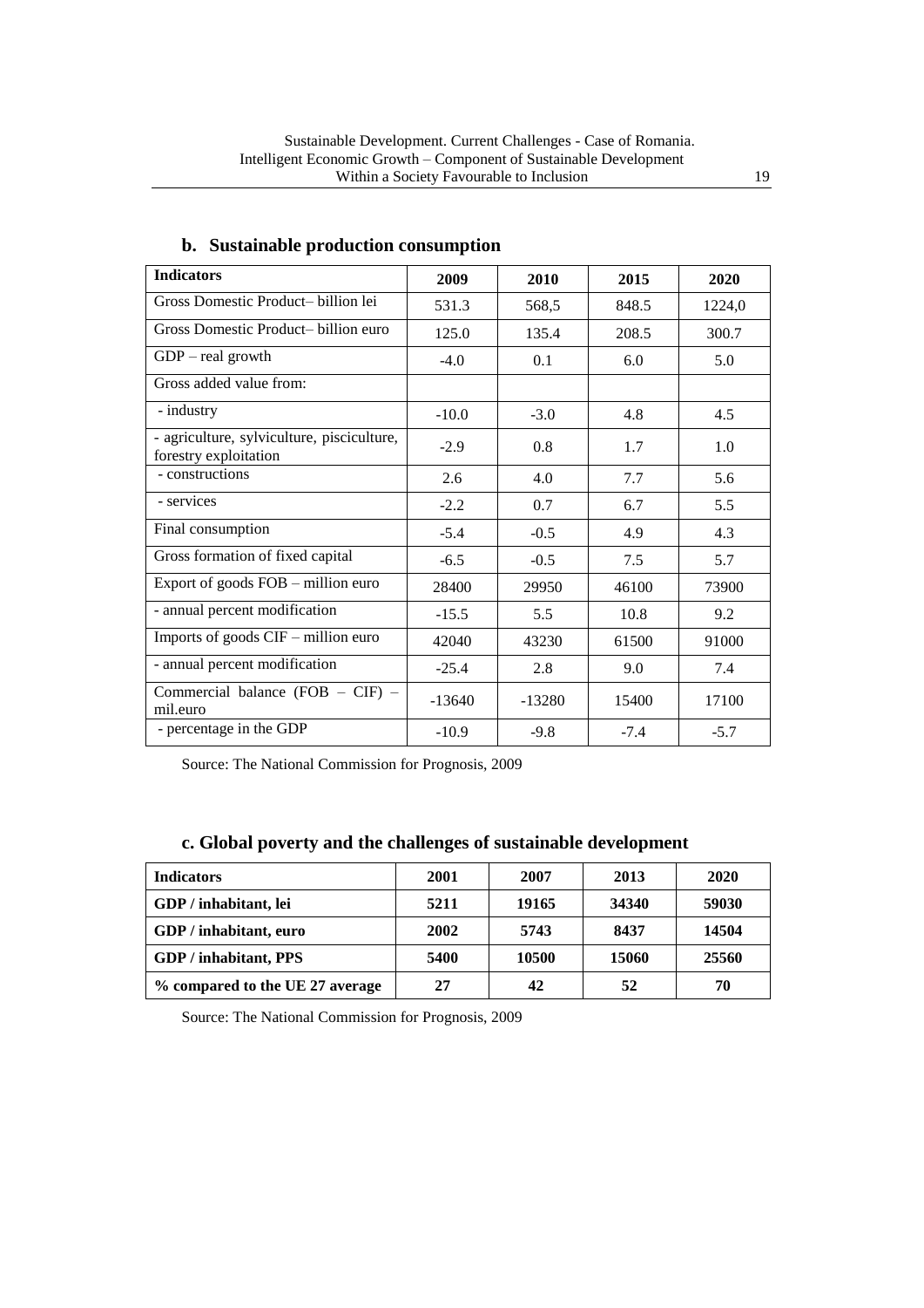## b. Sustainable production consumption

| Indicators | 2009 | 2010 | 2015 | 2020 |
|---|---|---|---|---|
| Gross Domestic Product– billion lei | 531.3 | 568,5 | 848.5 | 1224,0 |
| Gross Domestic Product– billion euro | 125.0 | 135.4 | 208.5 | 300.7 |
| GDP – real growth | -4.0 | 0.1 | 6.0 | 5.0 |
| Gross added value from: | | | | |
| - industry | -10.0 | -3.0 | 4.8 | 4.5 |
| - agriculture, sylviculture, pisciculture, forestry exploitation | -2.9 | 0.8 | 1.7 | 1.0 |
| - constructions | 2.6 | 4.0 | 7.7 | 5.6 |
| - services | -2.2 | 0.7 | 6.7 | 5.5 |
| Final consumption | -5.4 | -0.5 | 4.9 | 4.3 |
| Gross formation of fixed capital | -6.5 | -0.5 | 7.5 | 5.7 |
| Export of goods FOB – million euro | 28400 | 29950 | 46100 | 73900 |
| - annual percent modification | -15.5 | 5.5 | 10.8 | 9.2 |
| Imports of goods CIF – million euro | 42040 | 43230 | 61500 | 91000 |
| - annual percent modification | -25.4 | 2.8 | 9.0 | 7.4 |
| Commercial balance (FOB – CIF) – mil.euro | -13640 | -13280 | 15400 | 17100 |
| - percentage in the GDP | -10.9 | -9.8 | -7.4 | -5.7 |

Source: The National Commission for Prognosis, 2009

## c. Global poverty and the challenges of sustainable development

| Indicators | 2001 | 2007 | 2013 | 2020 |
|---|---|---|---|---|
| **GDP / inhabitant, lei** | **5211** | **19165** | **34340** | **59030** |
| **GDP / inhabitant, euro** | **2002** | **5743** | **8437** | **14504** |
| **GDP / inhabitant, PPS** | **5400** | **10500** | **15060** | **25560** |
| **% compared to the UE 27 average** | **27** | **42** | **52** | **70** |

Source: The National Commission for Prognosis, 2009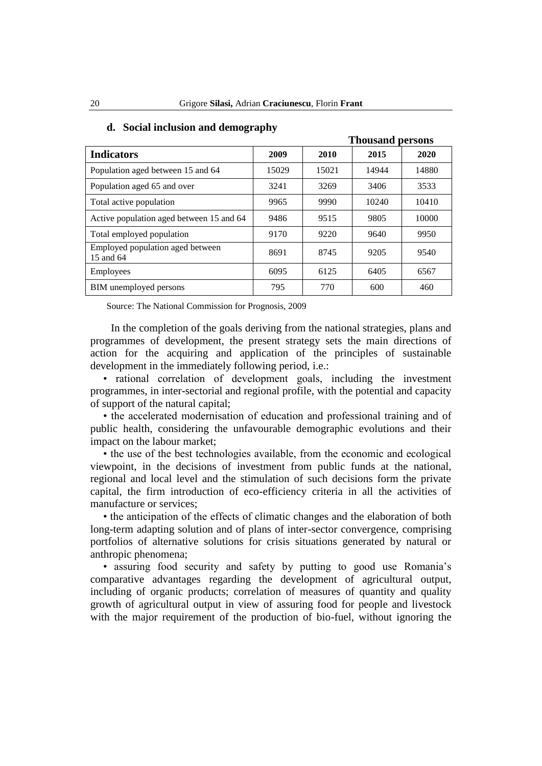### d. Social inclusion and demography

**Thousand persons**

| Indicators | 2009 | 2010 | 2015 | 2020 |
|---|---|---|---|---|
| Population aged between 15 and 64 | 15029 | 15021 | 14944 | 14880 |
| Population aged 65 and over | 3241 | 3269 | 3406 | 3533 |
| Total active population | 9965 | 9990 | 10240 | 10410 |
| Active population aged between 15 and 64 | 9486 | 9515 | 9805 | 10000 |
| Total employed population | 9170 | 9220 | 9640 | 9950 |
| Employed population aged between 15 and 64 | 8691 | 8745 | 9205 | 9540 |
| Employees | 6095 | 6125 | 6405 | 6567 |
| BIM unemployed persons | 795 | 770 | 600 | 460 |

Source: The National Commission for Prognosis, 2009

In the completion of the goals deriving from the national strategies, plans and programmes of development, the present strategy sets the main directions of action for the acquiring and application of the principles of sustainable development in the immediately following period, i.e.:

- rational correlation of development goals, including the investment programmes, in inter-sectorial and regional profile, with the potential and capacity of support of the natural capital;
- the accelerated modernisation of education and professional training and of public health, considering the unfavourable demographic evolutions and their impact on the labour market;
- the use of the best technologies available, from the economic and ecological viewpoint, in the decisions of investment from public funds at the national, regional and local level and the stimulation of such decisions form the private capital, the firm introduction of eco-efficiency criteria in all the activities of manufacture or services;
- the anticipation of the effects of climatic changes and the elaboration of both long-term adapting solution and of plans of inter-sector convergence, comprising portfolios of alternative solutions for crisis situations generated by natural or anthropic phenomena;
- assuring food security and safety by putting to good use Romania's comparative advantages regarding the development of agricultural output, including of organic products; correlation of measures of quantity and quality growth of agricultural output in view of assuring food for people and livestock with the major requirement of the production of bio-fuel, without ignoring the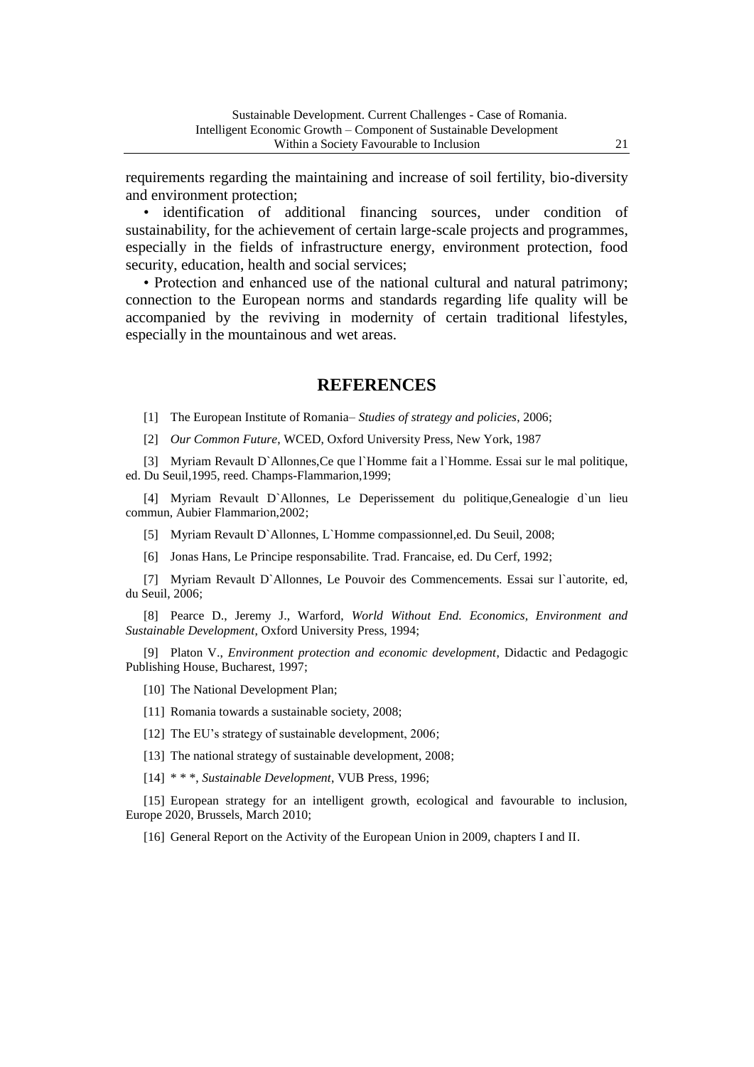requirements regarding the maintaining and increase of soil fertility, bio-diversity and environment protection;

• identification of additional financing sources, under condition of sustainability, for the achievement of certain large-scale projects and programmes, especially in the fields of infrastructure energy, environment protection, food security, education, health and social services;

• Protection and enhanced use of the national cultural and natural patrimony; connection to the European norms and standards regarding life quality will be accompanied by the reviving in modernity of certain traditional lifestyles, especially in the mountainous and wet areas.

## REFERENCES

[1] The European Institute of Romania– *Studies of strategy and policies*, 2006;

[2] *Our Common Future*, WCED, Oxford University Press, New York, 1987

[3] Myriam Revault D`Allonnes,Ce que l`Homme fait a l`Homme. Essai sur le mal politique, ed. Du Seuil,1995, reed. Champs-Flammarion,1999;

[4] Myriam Revault D`Allonnes, Le Deperissement du politique,Genealogie d`un lieu commun, Aubier Flammarion,2002;

[5] Myriam Revault D`Allonnes, L`Homme compassionnel,ed. Du Seuil, 2008;

[6] Jonas Hans, Le Principe responsabilite. Trad. Francaise, ed. Du Cerf, 1992;

[7] Myriam Revault D`Allonnes, Le Pouvoir des Commencements. Essai sur l`autorite, ed, du Seuil, 2006;

[8] Pearce D., Jeremy J., Warford, *World Without End. Economics, Environment and Sustainable Development*, Oxford University Press, 1994;

[9] Platon V., *Environment protection and economic development*, Didactic and Pedagogic Publishing House, Bucharest, 1997;

[10] The National Development Plan;

[11] Romania towards a sustainable society, 2008;

[12] The EU's strategy of sustainable development, 2006;

[13] The national strategy of sustainable development, 2008;

[14] * * *, *Sustainable Development*, VUB Press, 1996;

[15] European strategy for an intelligent growth, ecological and favourable to inclusion, Europe 2020, Brussels, March 2010;

[16] General Report on the Activity of the European Union in 2009, chapters I and II.